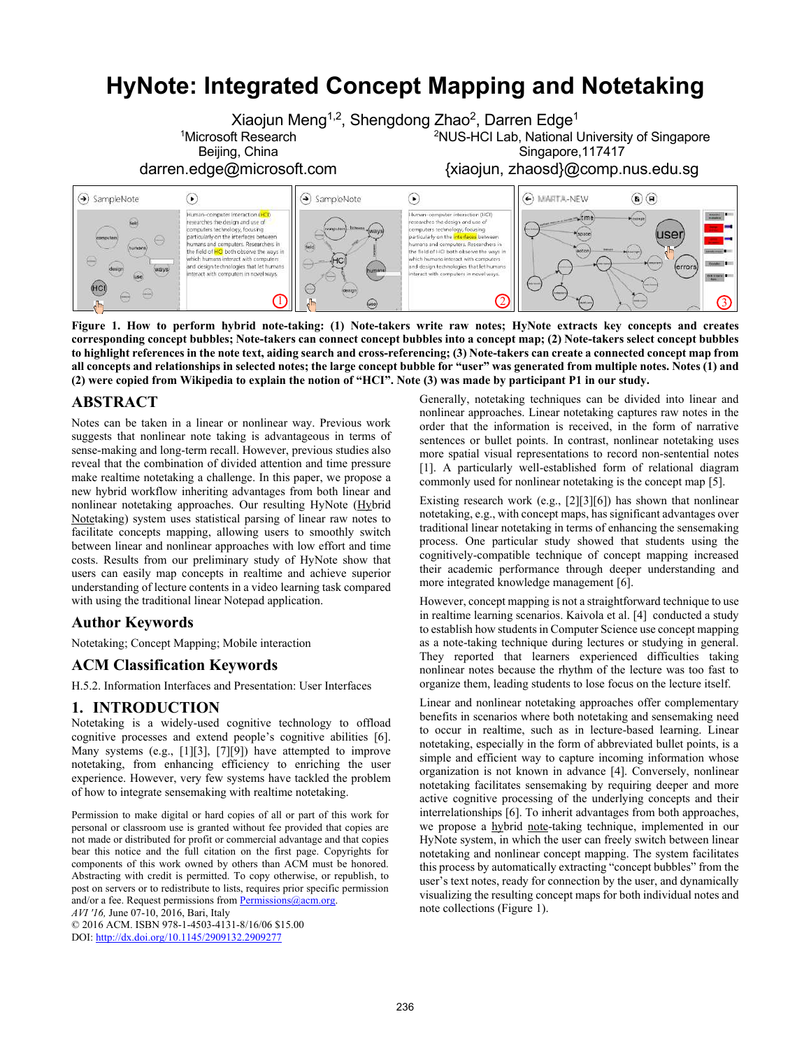# HyNote: Integrated Concept Mapping and Notetaking

Xiaojun Meng[1,2], Shengdong Zhao[2], Darren Edge[1]

[1]Microsoft Research
Beijing, China
darren.edge@microsoft.com

[2]NUS-HCI Lab, National University of Singapore
Singapore,117417
{xiaojun, zhaosd}@comp.nus.edu.sg

**Figure 1. How to perform hybrid note-taking: (1) Note-takers write raw notes; HyNote extracts key concepts and creates corresponding concept bubbles; Note-takers can connect concept bubbles into a concept map; (2) Note-takers select concept bubbles to highlight references in the note text, aiding search and cross-referencing; (3) Note-takers can create a connected concept map from all concepts and relationships in selected notes; the large concept bubble for "user" was generated from multiple notes. Notes (1) and (2) were copied from Wikipedia to explain the notion of "HCI". Note (3) was made by participant P1 in our study.**

## ABSTRACT

Notes can be taken in a linear or nonlinear way. Previous work suggests that nonlinear note taking is advantageous in terms of sense-making and long-term recall. However, previous studies also reveal that the combination of divided attention and time pressure make realtime notetaking a challenge. In this paper, we propose a new hybrid workflow inheriting advantages from both linear and nonlinear notetaking approaches. Our resulting HyNote (Hybrid Notetaking) system uses statistical parsing of linear raw notes to facilitate concepts mapping, allowing users to smoothly switch between linear and nonlinear approaches with low effort and time costs. Results from our preliminary study of HyNote show that users can easily map concepts in realtime and achieve superior understanding of lecture contents in a video learning task compared with using the traditional linear Notepad application.

## Author Keywords

Notetaking; Concept Mapping; Mobile interaction

## ACM Classification Keywords

H.5.2. Information Interfaces and Presentation: User Interfaces

## 1. INTRODUCTION

Notetaking is a widely-used cognitive technology to offload cognitive processes and extend people's cognitive abilities [6]. Many systems (e.g., [1][3], [7][9]) have attempted to improve notetaking, from enhancing efficiency to enriching the user experience. However, very few systems have tackled the problem of how to integrate sensemaking with realtime notetaking.

Permission to make digital or hard copies of all or part of this work for personal or classroom use is granted without fee provided that copies are not made or distributed for profit or commercial advantage and that copies bear this notice and the full citation on the first page. Copyrights for components of this work owned by others than ACM must be honored. Abstracting with credit is permitted. To copy otherwise, or republish, to post on servers or to redistribute to lists, requires prior specific permission and/or a fee. Request permissions from Permissions@acm.org.
*AVI '16,* June 07-10, 2016, Bari, Italy
© 2016 ACM. ISBN 978-1-4503-4131-8/16/06 $15.00
DOI: http://dx.doi.org/10.1145/2909132.2909277

Generally, notetaking techniques can be divided into linear and nonlinear approaches. Linear notetaking captures raw notes in the order that the information is received, in the form of narrative sentences or bullet points. In contrast, nonlinear notetaking uses more spatial visual representations to record non-sentential notes [1]. A particularly well-established form of relational diagram commonly used for nonlinear notetaking is the concept map [5].

Existing research work (e.g., [2][3][6]) has shown that nonlinear notetaking, e.g., with concept maps, has significant advantages over traditional linear notetaking in terms of enhancing the sensemaking process. One particular study showed that students using the cognitively-compatible technique of concept mapping increased their academic performance through deeper understanding and more integrated knowledge management [6].

However, concept mapping is not a straightforward technique to use in realtime learning scenarios. Kaivola et al. [4] conducted a study to establish how students in Computer Science use concept mapping as a note-taking technique during lectures or studying in general. They reported that learners experienced difficulties taking nonlinear notes because the rhythm of the lecture was too fast to organize them, leading students to lose focus on the lecture itself.

Linear and nonlinear notetaking approaches offer complementary benefits in scenarios where both notetaking and sensemaking need to occur in realtime, such as in lecture-based learning. Linear notetaking, especially in the form of abbreviated bullet points, is a simple and efficient way to capture incoming information whose organization is not known in advance [4]. Conversely, nonlinear notetaking facilitates sensemaking by requiring deeper and more active cognitive processing of the underlying concepts and their interrelationships [6]. To inherit advantages from both approaches, we propose a hybrid note-taking technique, implemented in our HyNote system, in which the user can freely switch between linear notetaking and nonlinear concept mapping. The system facilitates this process by automatically extracting "concept bubbles" from the user's text notes, ready for connection by the user, and dynamically visualizing the resulting concept maps for both individual notes and note collections (Figure 1).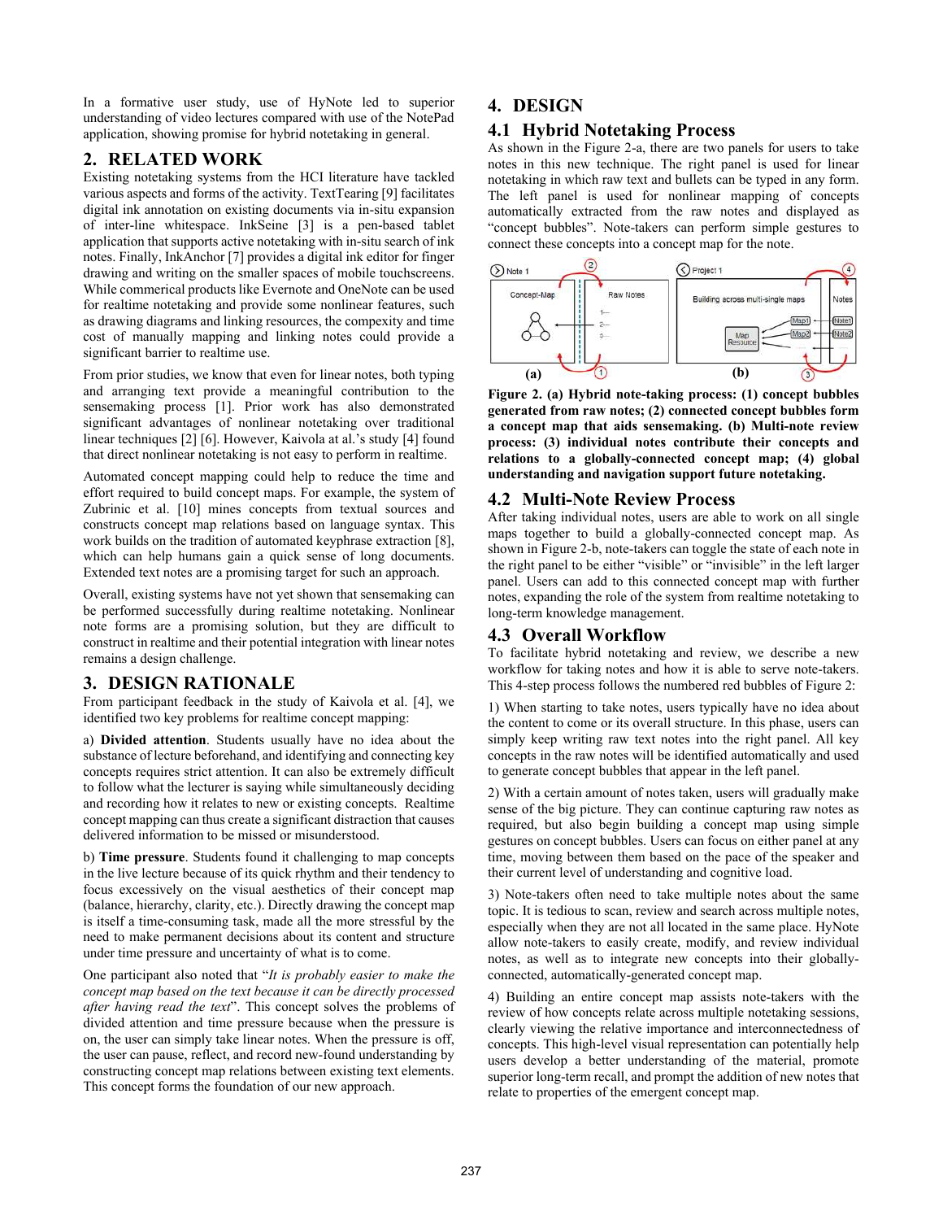In a formative user study, use of HyNote led to superior understanding of video lectures compared with use of the NotePad application, showing promise for hybrid notetaking in general.

## 2. RELATED WORK

Existing notetaking systems from the HCI literature have tackled various aspects and forms of the activity. TextTearing [9] facilitates digital ink annotation on existing documents via in-situ expansion of inter-line whitespace. InkSeine [3] is a pen-based tablet application that supports active notetaking with in-situ search of ink notes. Finally, InkAnchor [7] provides a digital ink editor for finger drawing and writing on the smaller spaces of mobile touchscreens. While commerical products like Evernote and OneNote can be used for realtime notetaking and provide some nonlinear features, such as drawing diagrams and linking resources, the compexity and time cost of manually mapping and linking notes could provide a significant barrier to realtime use.

From prior studies, we know that even for linear notes, both typing and arranging text provide a meaningful contribution to the sensemaking process [1]. Prior work has also demonstrated significant advantages of nonlinear notetaking over traditional linear techniques [2] [6]. However, Kaivola at al.'s study [4] found that direct nonlinear notetaking is not easy to perform in realtime.

Automated concept mapping could help to reduce the time and effort required to build concept maps. For example, the system of Zubrinic et al. [10] mines concepts from textual sources and constructs concept map relations based on language syntax. This work builds on the tradition of automated keyphrase extraction [8], which can help humans gain a quick sense of long documents. Extended text notes are a promising target for such an approach.

Overall, existing systems have not yet shown that sensemaking can be performed successfully during realtime notetaking. Nonlinear note forms are a promising solution, but they are difficult to construct in realtime and their potential integration with linear notes remains a design challenge.

## 3. DESIGN RATIONALE

From participant feedback in the study of Kaivola et al. [4], we identified two key problems for realtime concept mapping:

a) **Divided attention**. Students usually have no idea about the substance of lecture beforehand, and identifying and connecting key concepts requires strict attention. It can also be extremely difficult to follow what the lecturer is saying while simultaneously deciding and recording how it relates to new or existing concepts. Realtime concept mapping can thus create a significant distraction that causes delivered information to be missed or misunderstood.

b) **Time pressure**. Students found it challenging to map concepts in the live lecture because of its quick rhythm and their tendency to focus excessively on the visual aesthetics of their concept map (balance, hierarchy, clarity, etc.). Directly drawing the concept map is itself a time-consuming task, made all the more stressful by the need to make permanent decisions about its content and structure under time pressure and uncertainty of what is to come.

One participant also noted that "*It is probably easier to make the concept map based on the text because it can be directly processed after having read the text*". This concept solves the problems of divided attention and time pressure because when the pressure is on, the user can simply take linear notes. When the pressure is off, the user can pause, reflect, and record new-found understanding by constructing concept map relations between existing text elements. This concept forms the foundation of our new approach.

## 4. DESIGN

### 4.1 Hybrid Notetaking Process

As shown in the Figure 2-a, there are two panels for users to take notes in this new technique. The right panel is used for linear notetaking in which raw text and bullets can be typed in any form. The left panel is used for nonlinear mapping of concepts automatically extracted from the raw notes and displayed as "concept bubbles". Note-takers can perform simple gestures to connect these concepts into a concept map for the note.

**Figure 2. (a) Hybrid note-taking process: (1) concept bubbles generated from raw notes; (2) connected concept bubbles form a concept map that aids sensemaking. (b) Multi-note review process: (3) individual notes contribute their concepts and relations to a globally-connected concept map; (4) global understanding and navigation support future notetaking.**

### 4.2 Multi-Note Review Process

After taking individual notes, users are able to work on all single maps together to build a globally-connected concept map. As shown in Figure 2-b, note-takers can toggle the state of each note in the right panel to be either "visible" or "invisible" in the left larger panel. Users can add to this connected concept map with further notes, expanding the role of the system from realtime notetaking to long-term knowledge management.

### 4.3 Overall Workflow

To facilitate hybrid notetaking and review, we describe a new workflow for taking notes and how it is able to serve note-takers. This 4-step process follows the numbered red bubbles of Figure 2:

1) When starting to take notes, users typically have no idea about the content to come or its overall structure. In this phase, users can simply keep writing raw text notes into the right panel. All key concepts in the raw notes will be identified automatically and used to generate concept bubbles that appear in the left panel.

2) With a certain amount of notes taken, users will gradually make sense of the big picture. They can continue capturing raw notes as required, but also begin building a concept map using simple gestures on concept bubbles. Users can focus on either panel at any time, moving between them based on the pace of the speaker and their current level of understanding and cognitive load.

3) Note-takers often need to take multiple notes about the same topic. It is tedious to scan, review and search across multiple notes, especially when they are not all located in the same place. HyNote allow note-takers to easily create, modify, and review individual notes, as well as to integrate new concepts into their globally-connected, automatically-generated concept map.

4) Building an entire concept map assists note-takers with the review of how concepts relate across multiple notetaking sessions, clearly viewing the relative importance and interconnectedness of concepts. This high-level visual representation can potentially help users develop a better understanding of the material, promote superior long-term recall, and prompt the addition of new notes that relate to properties of the emergent concept map.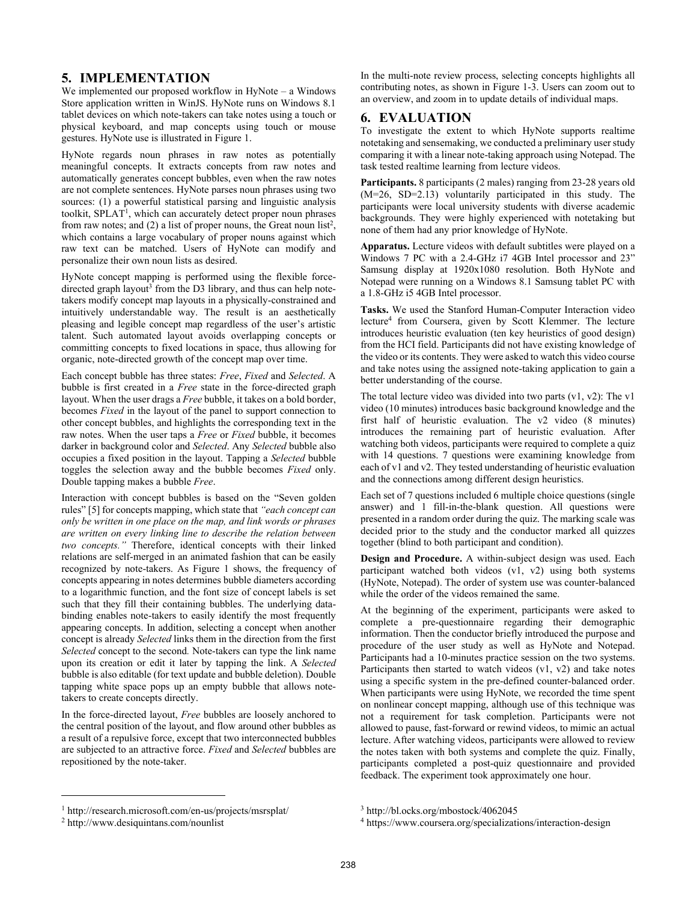## 5. IMPLEMENTATION

We implemented our proposed workflow in HyNote – a Windows Store application written in WinJS. HyNote runs on Windows 8.1 tablet devices on which note-takers can take notes using a touch or physical keyboard, and map concepts using touch or mouse gestures. HyNote use is illustrated in Figure 1.

HyNote regards noun phrases in raw notes as potentially meaningful concepts. It extracts concepts from raw notes and automatically generates concept bubbles, even when the raw notes are not complete sentences. HyNote parses noun phrases using two sources: (1) a powerful statistical parsing and linguistic analysis toolkit, SPLAT[1], which can accurately detect proper noun phrases from raw notes; and (2) a list of proper nouns, the Great noun list[2], which contains a large vocabulary of proper nouns against which raw text can be matched. Users of HyNote can modify and personalize their own noun lists as desired.

HyNote concept mapping is performed using the flexible force-directed graph layout[3] from the D3 library, and thus can help note-takers modify concept map layouts in a physically-constrained and intuitively understandable way. The result is an aesthetically pleasing and legible concept map regardless of the user's artistic talent. Such automated layout avoids overlapping concepts or committing concepts to fixed locations in space, thus allowing for organic, note-directed growth of the concept map over time.

Each concept bubble has three states: *Free*, *Fixed* and *Selected*. A bubble is first created in a *Free* state in the force-directed graph layout. When the user drags a *Free* bubble, it takes on a bold border, becomes *Fixed* in the layout of the panel to support connection to other concept bubbles, and highlights the corresponding text in the raw notes. When the user taps a *Free* or *Fixed* bubble, it becomes darker in background color and *Selected*. Any *Selected* bubble also occupies a fixed position in the layout. Tapping a *Selected* bubble toggles the selection away and the bubble becomes *Fixed* only. Double tapping makes a bubble *Free*.

Interaction with concept bubbles is based on the "Seven golden rules" [5] for concepts mapping, which state that *"each concept can only be written in one place on the map, and link words or phrases are written on every linking line to describe the relation between two concepts."* Therefore, identical concepts with their linked relations are self-merged in an animated fashion that can be easily recognized by note-takers. As Figure 1 shows, the frequency of concepts appearing in notes determines bubble diameters according to a logarithmic function, and the font size of concept labels is set such that they fill their containing bubbles. The underlying data-binding enables note-takers to easily identify the most frequently appearing concepts. In addition, selecting a concept when another concept is already *Selected* links them in the direction from the first *Selected* concept to the second*.* Note-takers can type the link name upon its creation or edit it later by tapping the link. A *Selected* bubble is also editable (for text update and bubble deletion). Double tapping white space pops up an empty bubble that allows note-takers to create concepts directly.

In the force-directed layout, *Free* bubbles are loosely anchored to the central position of the layout, and flow around other bubbles as a result of a repulsive force, except that two interconnected bubbles are subjected to an attractive force. *Fixed* and *Selected* bubbles are repositioned by the note-taker.

In the multi-note review process, selecting concepts highlights all contributing notes, as shown in Figure 1-3. Users can zoom out to an overview, and zoom in to update details of individual maps.

## 6. EVALUATION

To investigate the extent to which HyNote supports realtime notetaking and sensemaking, we conducted a preliminary user study comparing it with a linear note-taking approach using Notepad. The task tested realtime learning from lecture videos.

**Participants.** 8 participants (2 males) ranging from 23-28 years old (M=26, SD=2.13) voluntarily participated in this study. The participants were local university students with diverse academic backgrounds. They were highly experienced with notetaking but none of them had any prior knowledge of HyNote.

**Apparatus.** Lecture videos with default subtitles were played on a Windows 7 PC with a 2.4-GHz i7 4GB Intel processor and 23" Samsung display at 1920x1080 resolution. Both HyNote and Notepad were running on a Windows 8.1 Samsung tablet PC with a 1.8-GHz i5 4GB Intel processor.

**Tasks.** We used the Stanford Human-Computer Interaction video lecture[4] from Coursera, given by Scott Klemmer. The lecture introduces heuristic evaluation (ten key heuristics of good design) from the HCI field. Participants did not have existing knowledge of the video or its contents. They were asked to watch this video course and take notes using the assigned note-taking application to gain a better understanding of the course.

The total lecture video was divided into two parts (v1, v2): The v1 video (10 minutes) introduces basic background knowledge and the first half of heuristic evaluation. The v2 video (8 minutes) introduces the remaining part of heuristic evaluation. After watching both videos, participants were required to complete a quiz with 14 questions. 7 questions were examining knowledge from each of v1 and v2. They tested understanding of heuristic evaluation and the connections among different design heuristics.

Each set of 7 questions included 6 multiple choice questions (single answer) and 1 fill-in-the-blank question. All questions were presented in a random order during the quiz. The marking scale was decided prior to the study and the conductor marked all quizzes together (blind to both participant and condition).

**Design and Procedure.** A within-subject design was used. Each participant watched both videos (v1, v2) using both systems (HyNote, Notepad). The order of system use was counter-balanced while the order of the videos remained the same.

At the beginning of the experiment, participants were asked to complete a pre-questionnaire regarding their demographic information. Then the conductor briefly introduced the purpose and procedure of the user study as well as HyNote and Notepad. Participants had a 10-minutes practice session on the two systems. Participants then started to watch videos (v1, v2) and take notes using a specific system in the pre-defined counter-balanced order. When participants were using HyNote, we recorded the time spent on nonlinear concept mapping, although use of this technique was not a requirement for task completion. Participants were not allowed to pause, fast-forward or rewind videos, to mimic an actual lecture. After watching videos, participants were allowed to review the notes taken with both systems and complete the quiz. Finally, participants completed a post-quiz questionnaire and provided feedback. The experiment took approximately one hour.

---

[1] http://research.microsoft.com/en-us/projects/msrsplat/

[2] http://www.desiquintans.com/nounlist

[3] http://bl.ocks.org/mbostock/4062045

[4] https://www.coursera.org/specializations/interaction-design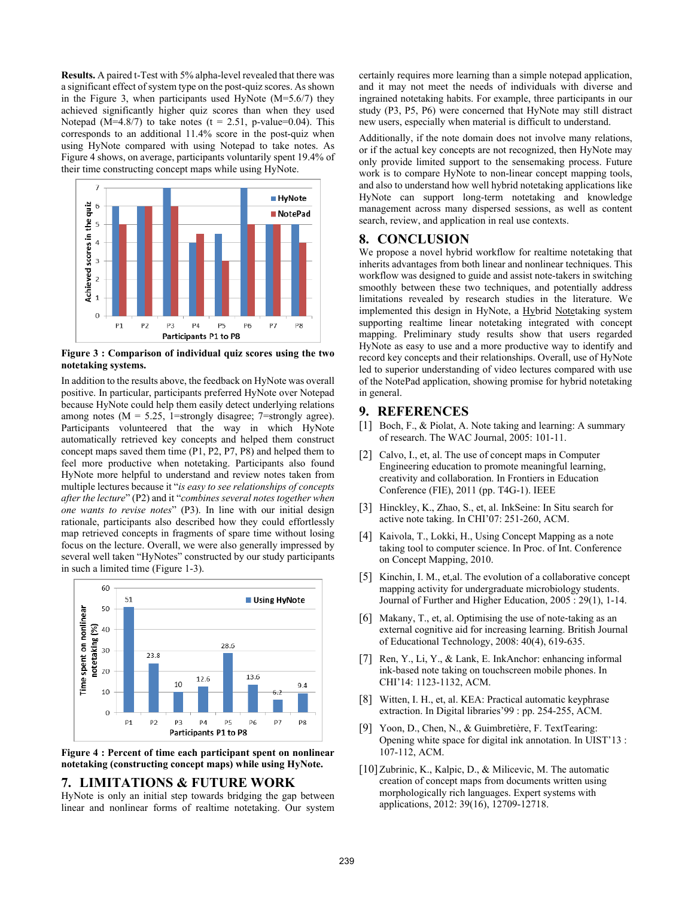**Results.** A paired t-Test with 5% alpha-level revealed that there was a significant effect of system type on the post-quiz scores. As shown in the Figure 3, when participants used HyNote (M=5.6/7) they achieved significantly higher quiz scores than when they used Notepad (M=4.8/7) to take notes (t = 2.51, p-value=0.04). This corresponds to an additional 11.4% score in the post-quiz when using HyNote compared with using Notepad to take notes. As Figure 4 shows, on average, participants voluntarily spent 19.4% of their time constructing concept maps while using HyNote.

Achieved scores in the quiz
7
6
5
4
3
2
1
0
P1 P2 P3 P4 P5 P6 P7 P8
Participants P1 to P8
HyNote
NotePad

**Figure 3 : Comparison of individual quiz scores using the two notetaking systems.**

In addition to the results above, the feedback on HyNote was overall positive. In particular, participants preferred HyNote over Notepad because HyNote could help them easily detect underlying relations among notes (M = 5.25, 1=strongly disagree; 7=strongly agree). Participants volunteered that the way in which HyNote automatically retrieved key concepts and helped them construct concept maps saved them time (P1, P2, P7, P8) and helped them to feel more productive when notetaking. Participants also found HyNote more helpful to understand and review notes taken from multiple lectures because it "*is easy to see relationships of concepts after the lecture*" (P2) and it "*combines several notes together when one wants to revise notes*" (P3). In line with our initial design rationale, participants also described how they could effortlessly map retrieved concepts in fragments of spare time without losing focus on the lecture. Overall, we were also generally impressed by several well taken "HyNotes" constructed by our study participants in such a limited time (Figure 1-3).

Time spent on nonlinear notetaking (%)
60
50
40
30
20
10
0
51
23.8
10
12.6
28.6
13.6
6.2
9.4
P1 P2 P3 P4 P5 P6 P7 P8
Participants P1 to P8
Using HyNote

**Figure 4 : Percent of time each participant spent on nonlinear notetaking (constructing concept maps) while using HyNote.**

## 7. LIMITATIONS & FUTURE WORK

HyNote is only an initial step towards bridging the gap between linear and nonlinear forms of realtime notetaking. Our system certainly requires more learning than a simple notepad application, and it may not meet the needs of individuals with diverse and ingrained notetaking habits. For example, three participants in our study (P3, P5, P6) were concerned that HyNote may still distract new users, especially when material is difficult to understand.

Additionally, if the note domain does not involve many relations, or if the actual key concepts are not recognized, then HyNote may only provide limited support to the sensemaking process. Future work is to compare HyNote to non-linear concept mapping tools, and also to understand how well hybrid notetaking applications like HyNote can support long-term notetaking and knowledge management across many dispersed sessions, as well as content search, review, and application in real use contexts.

## 8. CONCLUSION

We propose a novel hybrid workflow for realtime notetaking that inherits advantages from both linear and nonlinear techniques. This workflow was designed to guide and assist note-takers in switching smoothly between these two techniques, and potentially address limitations revealed by research studies in the literature. We implemented this design in HyNote, a Hybrid Notetaking system supporting realtime linear notetaking integrated with concept mapping. Preliminary study results show that users regarded HyNote as easy to use and a more productive way to identify and record key concepts and their relationships. Overall, use of HyNote led to superior understanding of video lectures compared with use of the NotePad application, showing promise for hybrid notetaking in general.

## 9. REFERENCES

[1] Boch, F., & Piolat, A. Note taking and learning: A summary of research. The WAC Journal, 2005: 101-11.

[2] Calvo, I., et, al. The use of concept maps in Computer Engineering education to promote meaningful learning, creativity and collaboration. In Frontiers in Education Conference (FIE), 2011 (pp. T4G-1). IEEE

[3] Hinckley, K., Zhao, S., et, al. InkSeine: In Situ search for active note taking. In CHI'07: 251-260, ACM.

[4] Kaivola, T., Lokki, H., Using Concept Mapping as a note taking tool to computer science. In Proc. of Int. Conference on Concept Mapping, 2010.

[5] Kinchin, I. M., et,al. The evolution of a collaborative concept mapping activity for undergraduate microbiology students. Journal of Further and Higher Education, 2005 : 29(1), 1-14.

[6] Makany, T., et, al. Optimising the use of note-taking as an external cognitive aid for increasing learning. British Journal of Educational Technology, 2008: 40(4), 619-635.

[7] Ren, Y., Li, Y., & Lank, E. InkAnchor: enhancing informal ink-based note taking on touchscreen mobile phones. In CHI'14: 1123-1132, ACM.

[8] Witten, I. H., et, al. KEA: Practical automatic keyphrase extraction. In Digital libraries'99 : pp. 254-255, ACM.

[9] Yoon, D., Chen, N., & Guimbretière, F. TextTearing: Opening white space for digital ink annotation. In UIST'13 : 107-112, ACM.

[10] Zubrinic, K., Kalpic, D., & Milicevic, M. The automatic creation of concept maps from documents written using morphologically rich languages. Expert systems with applications, 2012: 39(16), 12709-12718.